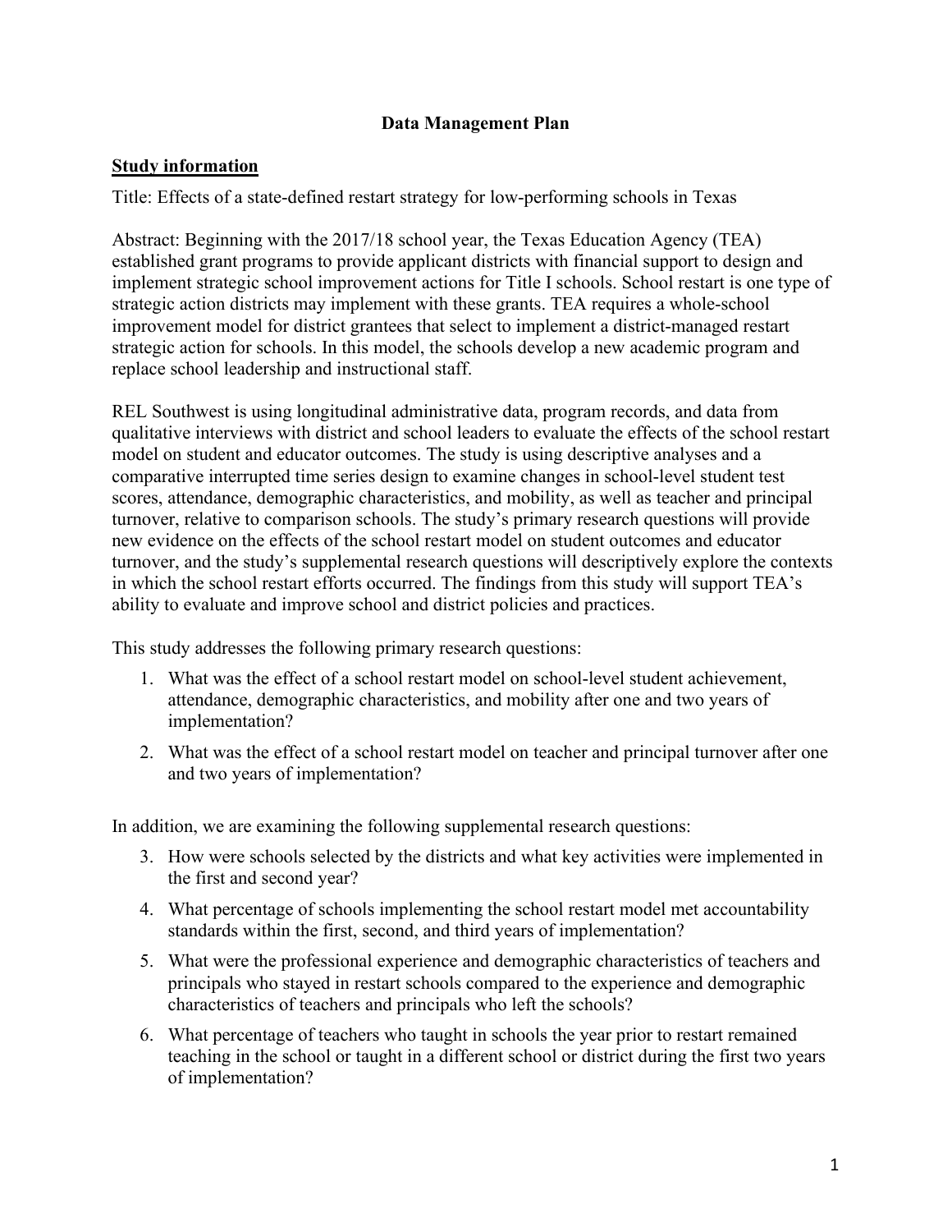# Data Management Plan

## Study information

Title: Effects of a state-defined restart strategy for low-performing schools in Texas

Abstract: Beginning with the 2017/18 school year, the Texas Education Agency (TEA) established grant programs to provide applicant districts with financial support to design and implement strategic school improvement actions for Title I schools. School restart is one type of strategic action districts may implement with these grants. TEA requires a whole-school improvement model for district grantees that select to implement a district-managed restart strategic action for schools. In this model, the schools develop a new academic program and replace school leadership and instructional staff.

REL Southwest is using longitudinal administrative data, program records, and data from qualitative interviews with district and school leaders to evaluate the effects of the school restart model on student and educator outcomes. The study is using descriptive analyses and a comparative interrupted time series design to examine changes in school-level student test scores, attendance, demographic characteristics, and mobility, as well as teacher and principal turnover, relative to comparison schools. The study's primary research questions will provide new evidence on the effects of the school restart model on student outcomes and educator turnover, and the study's supplemental research questions will descriptively explore the contexts in which the school restart efforts occurred. The findings from this study will support TEA's ability to evaluate and improve school and district policies and practices.

This study addresses the following primary research questions:

1. What was the effect of a school restart model on school-level student achievement, attendance, demographic characteristics, and mobility after one and two years of implementation?
2. What was the effect of a school restart model on teacher and principal turnover after one and two years of implementation?

In addition, we are examining the following supplemental research questions:

3. How were schools selected by the districts and what key activities were implemented in the first and second year?
4. What percentage of schools implementing the school restart model met accountability standards within the first, second, and third years of implementation?
5. What were the professional experience and demographic characteristics of teachers and principals who stayed in restart schools compared to the experience and demographic characteristics of teachers and principals who left the schools?
6. What percentage of teachers who taught in schools the year prior to restart remained teaching in the school or taught in a different school or district during the first two years of implementation?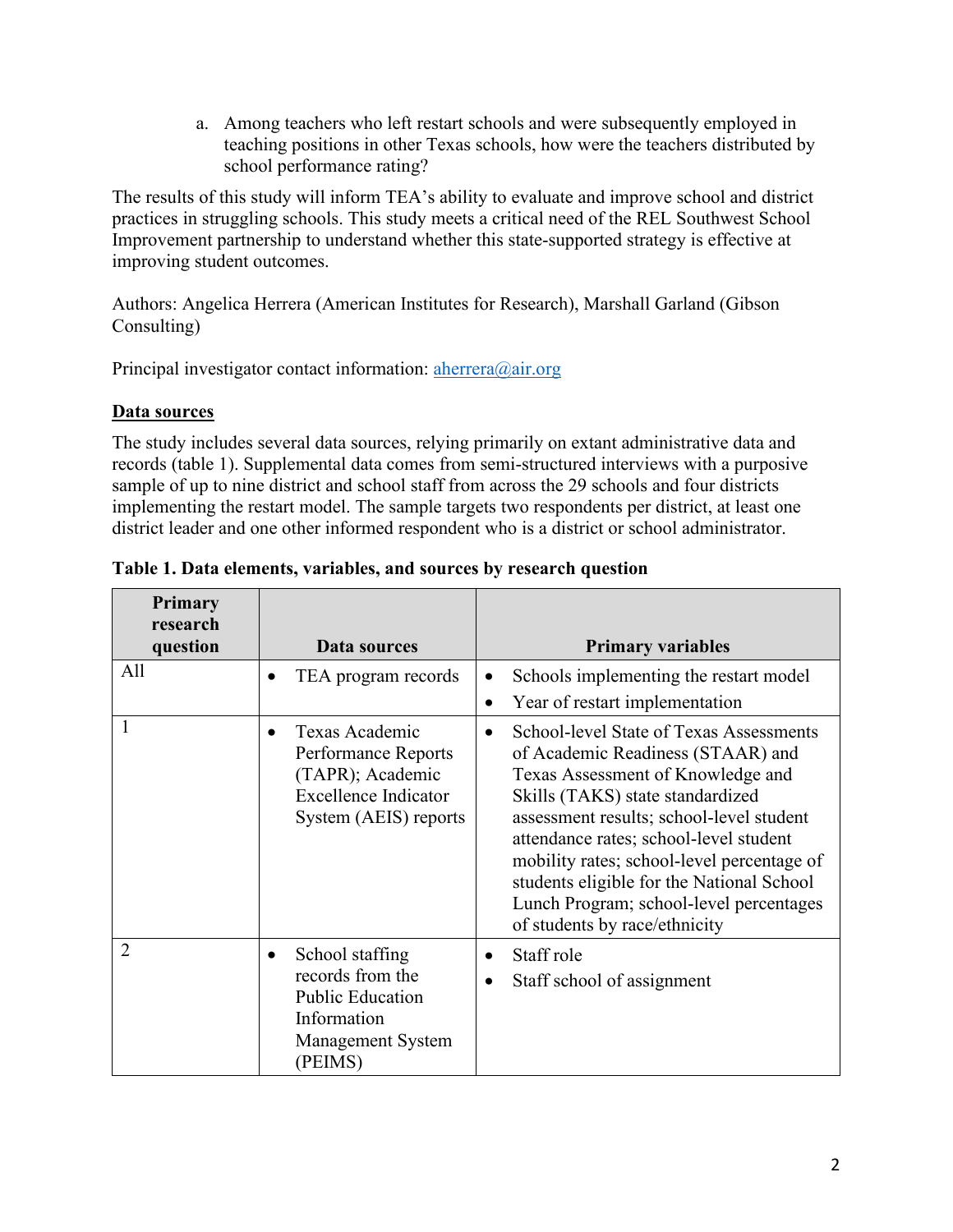a. Among teachers who left restart schools and were subsequently employed in teaching positions in other Texas schools, how were the teachers distributed by school performance rating?

The results of this study will inform TEA's ability to evaluate and improve school and district practices in struggling schools. This study meets a critical need of the REL Southwest School Improvement partnership to understand whether this state-supported strategy is effective at improving student outcomes.

Authors: Angelica Herrera (American Institutes for Research), Marshall Garland (Gibson Consulting)

Principal investigator contact information: [aherrera@air.org](mailto:aherrera@air.org)

## Data sources

The study includes several data sources, relying primarily on extant administrative data and records (table 1). Supplemental data comes from semi-structured interviews with a purposive sample of up to nine district and school staff from across the 29 schools and four districts implementing the restart model. The sample targets two respondents per district, at least one district leader and one other informed respondent who is a district or school administrator.

**Table 1. Data elements, variables, and sources by research question**

| Primary research question | Data sources | Primary variables |
|---|---|---|
| All | • TEA program records | • Schools implementing the restart model<br>• Year of restart implementation |
| 1 | • Texas Academic Performance Reports (TAPR); Academic Excellence Indicator System (AEIS) reports | • School-level State of Texas Assessments of Academic Readiness (STAAR) and Texas Assessment of Knowledge and Skills (TAKS) state standardized assessment results; school-level student attendance rates; school-level student mobility rates; school-level percentage of students eligible for the National School Lunch Program; school-level percentages of students by race/ethnicity |
| 2 | • School staffing records from the Public Education Information Management System (PEIMS) | • Staff role<br>• Staff school of assignment |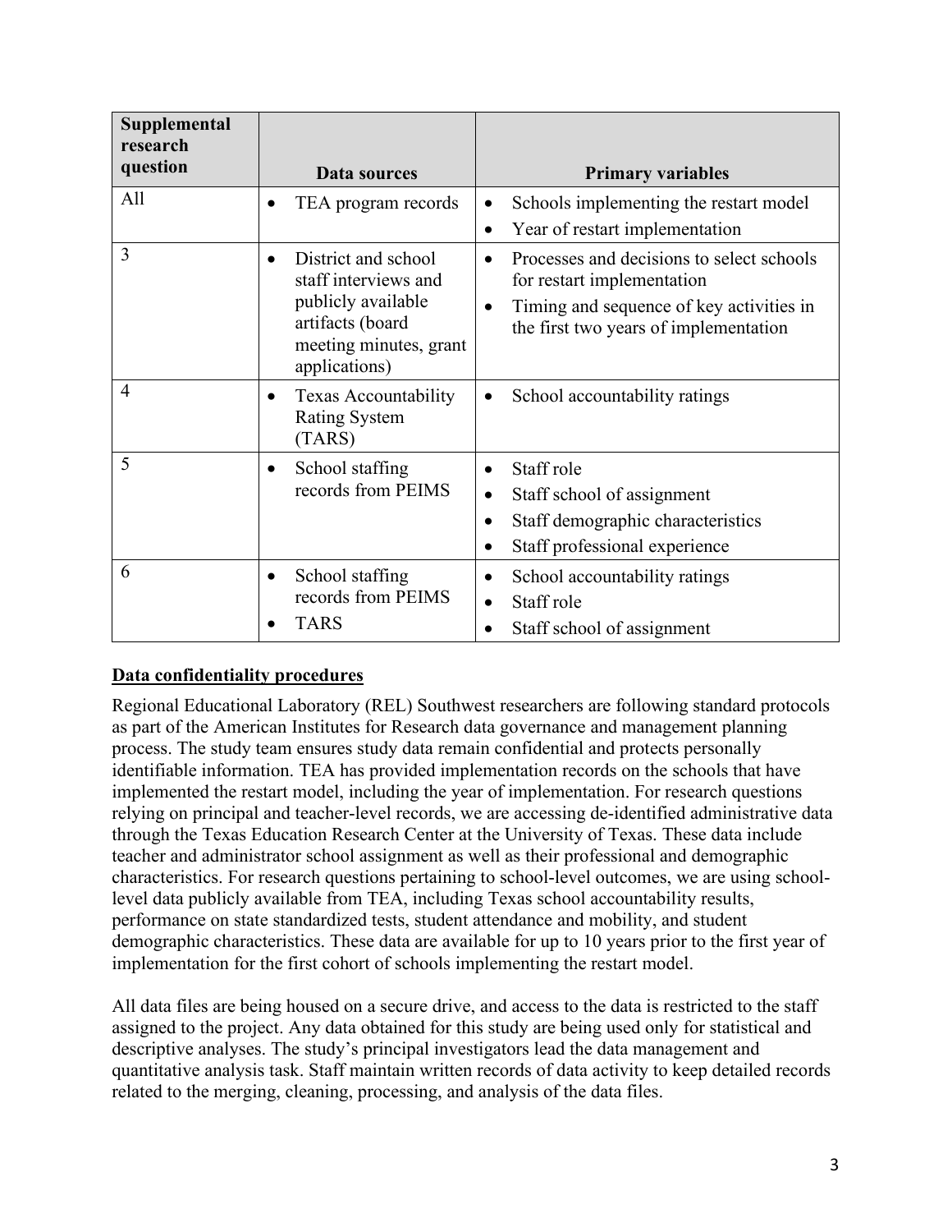| Supplemental research question | Data sources | Primary variables |
| --- | --- | --- |
| All | • TEA program records | • Schools implementing the restart model<br>• Year of restart implementation |
| 3 | • District and school staff interviews and publicly available artifacts (board meeting minutes, grant applications) | • Processes and decisions to select schools for restart implementation<br>• Timing and sequence of key activities in the first two years of implementation |
| 4 | • Texas Accountability Rating System (TARS) | • School accountability ratings |
| 5 | • School staffing records from PEIMS | • Staff role<br>• Staff school of assignment<br>• Staff demographic characteristics<br>• Staff professional experience |
| 6 | • School staffing records from PEIMS<br>• TARS | • School accountability ratings<br>• Staff role<br>• Staff school of assignment |

**Data confidentiality procedures**

Regional Educational Laboratory (REL) Southwest researchers are following standard protocols as part of the American Institutes for Research data governance and management planning process. The study team ensures study data remain confidential and protects personally identifiable information. TEA has provided implementation records on the schools that have implemented the restart model, including the year of implementation. For research questions relying on principal and teacher-level records, we are accessing de-identified administrative data through the Texas Education Research Center at the University of Texas. These data include teacher and administrator school assignment as well as their professional and demographic characteristics. For research questions pertaining to school-level outcomes, we are using school-level data publicly available from TEA, including Texas school accountability results, performance on state standardized tests, student attendance and mobility, and student demographic characteristics. These data are available for up to 10 years prior to the first year of implementation for the first cohort of schools implementing the restart model.

All data files are being housed on a secure drive, and access to the data is restricted to the staff assigned to the project. Any data obtained for this study are being used only for statistical and descriptive analyses. The study's principal investigators lead the data management and quantitative analysis task. Staff maintain written records of data activity to keep detailed records related to the merging, cleaning, processing, and analysis of the data files.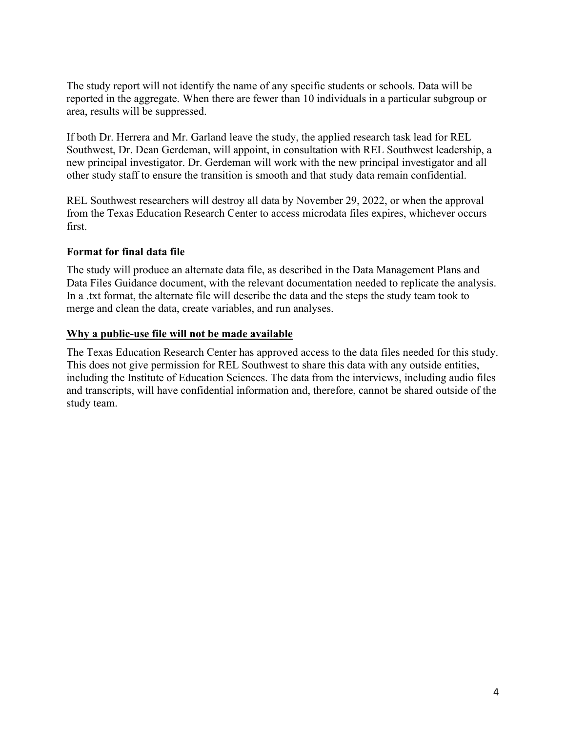The study report will not identify the name of any specific students or schools. Data will be reported in the aggregate. When there are fewer than 10 individuals in a particular subgroup or area, results will be suppressed.

If both Dr. Herrera and Mr. Garland leave the study, the applied research task lead for REL Southwest, Dr. Dean Gerdeman, will appoint, in consultation with REL Southwest leadership, a new principal investigator. Dr. Gerdeman will work with the new principal investigator and all other study staff to ensure the transition is smooth and that study data remain confidential.

REL Southwest researchers will destroy all data by November 29, 2022, or when the approval from the Texas Education Research Center to access microdata files expires, whichever occurs first.

### Format for final data file

The study will produce an alternate data file, as described in the Data Management Plans and Data Files Guidance document, with the relevant documentation needed to replicate the analysis. In a .txt format, the alternate file will describe the data and the steps the study team took to merge and clean the data, create variables, and run analyses.

### Why a public-use file will not be made available

The Texas Education Research Center has approved access to the data files needed for this study. This does not give permission for REL Southwest to share this data with any outside entities, including the Institute of Education Sciences. The data from the interviews, including audio files and transcripts, will have confidential information and, therefore, cannot be shared outside of the study team.